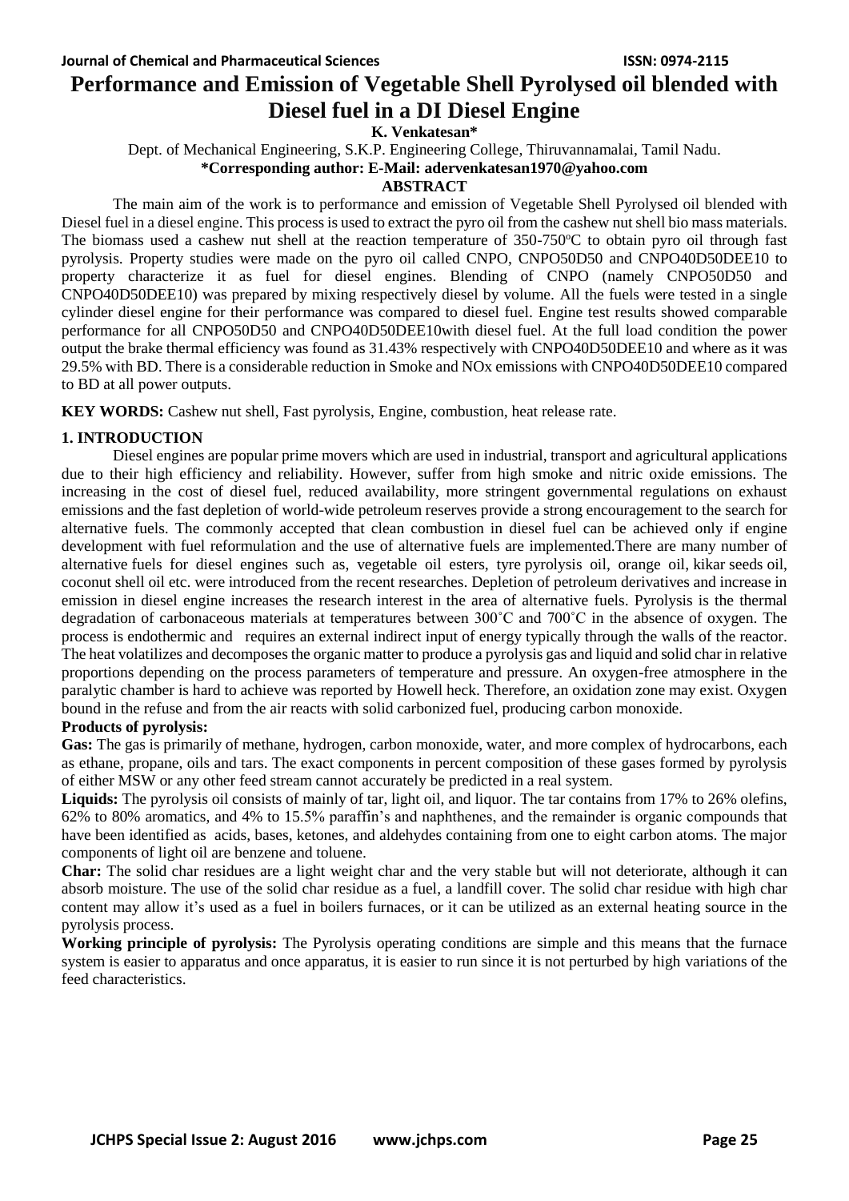# Performance and Emission of Vegetable Shell Pyrolysed oil blended with Diesel fuel in a DI Diesel Engine

**K. Venkatesan***

Dept. of Mechanical Engineering, S.K.P. Engineering College, Thiruvannamalai, Tamil Nadu.

***Corresponding author: E-Mail: adervenkatesan1970@yahoo.com**

## ABSTRACT

The main aim of the work is to performance and emission of Vegetable Shell Pyrolysed oil blended with Diesel fuel in a diesel engine. This process is used to extract the pyro oil from the cashew nut shell bio mass materials. The biomass used a cashew nut shell at the reaction temperature of 350-750ºC to obtain pyro oil through fast pyrolysis. Property studies were made on the pyro oil called CNPO, CNPO50D50 and CNPO40D50DEE10 to property characterize it as fuel for diesel engines. Blending of CNPO (namely CNPO50D50 and CNPO40D50DEE10) was prepared by mixing respectively diesel by volume. All the fuels were tested in a single cylinder diesel engine for their performance was compared to diesel fuel. Engine test results showed comparable performance for all CNPO50D50 and CNPO40D50DEE10with diesel fuel. At the full load condition the power output the brake thermal efficiency was found as 31.43% respectively with CNPO40D50DEE10 and where as it was 29.5% with BD. There is a considerable reduction in Smoke and NOx emissions with CNPO40D50DEE10 compared to BD at all power outputs.

**KEY WORDS:** Cashew nut shell, Fast pyrolysis, Engine, combustion, heat release rate.

## 1. INTRODUCTION

Diesel engines are popular prime movers which are used in industrial, transport and agricultural applications due to their high efficiency and reliability. However, suffer from high smoke and nitric oxide emissions. The increasing in the cost of diesel fuel, reduced availability, more stringent governmental regulations on exhaust emissions and the fast depletion of world-wide petroleum reserves provide a strong encouragement to the search for alternative fuels. The commonly accepted that clean combustion in diesel fuel can be achieved only if engine development with fuel reformulation and the use of alternative fuels are implemented.There are many number of alternative fuels for diesel engines such as, vegetable oil esters, tyre pyrolysis oil, orange oil, kikar seeds oil, coconut shell oil etc. were introduced from the recent researches. Depletion of petroleum derivatives and increase in emission in diesel engine increases the research interest in the area of alternative fuels. Pyrolysis is the thermal degradation of carbonaceous materials at temperatures between 300˚C and 700˚C in the absence of oxygen. The process is endothermic and requires an external indirect input of energy typically through the walls of the reactor. The heat volatilizes and decomposes the organic matter to produce a pyrolysis gas and liquid and solid char in relative proportions depending on the process parameters of temperature and pressure. An oxygen-free atmosphere in the paralytic chamber is hard to achieve was reported by Howell heck. Therefore, an oxidation zone may exist. Oxygen bound in the refuse and from the air reacts with solid carbonized fuel, producing carbon monoxide.

**Products of pyrolysis:**

**Gas:** The gas is primarily of methane, hydrogen, carbon monoxide, water, and more complex of hydrocarbons, each as ethane, propane, oils and tars. The exact components in percent composition of these gases formed by pyrolysis of either MSW or any other feed stream cannot accurately be predicted in a real system.

**Liquids:** The pyrolysis oil consists of mainly of tar, light oil, and liquor. The tar contains from 17% to 26% olefins, 62% to 80% aromatics, and 4% to 15.5% paraffin's and naphthenes, and the remainder is organic compounds that have been identified as acids, bases, ketones, and aldehydes containing from one to eight carbon atoms. The major components of light oil are benzene and toluene.

**Char:** The solid char residues are a light weight char and the very stable but will not deteriorate, although it can absorb moisture. The use of the solid char residue as a fuel, a landfill cover. The solid char residue with high char content may allow it's used as a fuel in boilers furnaces, or it can be utilized as an external heating source in the pyrolysis process.

**Working principle of pyrolysis:** The Pyrolysis operating conditions are simple and this means that the furnace system is easier to apparatus and once apparatus, it is easier to run since it is not perturbed by high variations of the feed characteristics.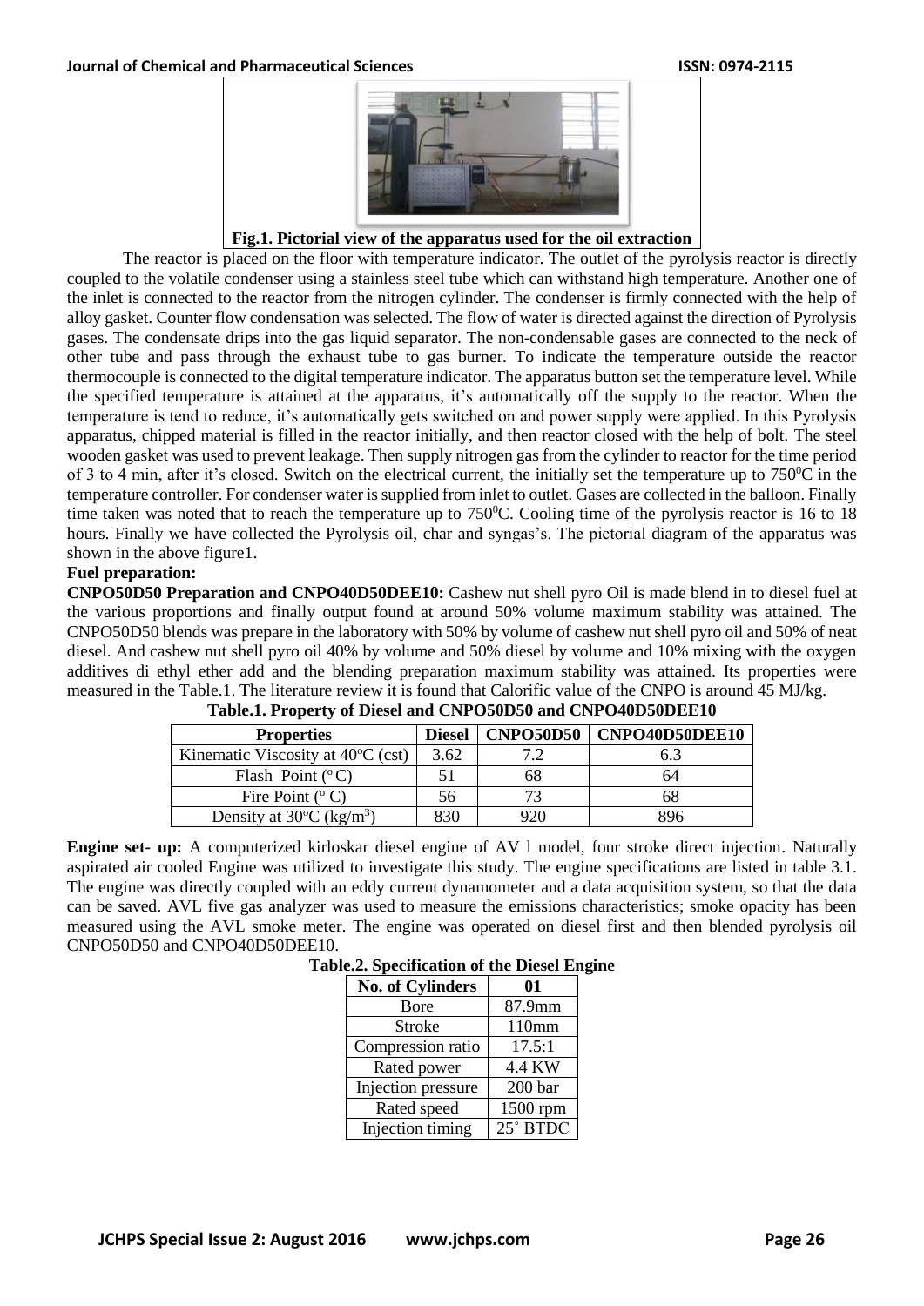Fig.1. Pictorial view of the apparatus used for the oil extraction

The reactor is placed on the floor with temperature indicator. The outlet of the pyrolysis reactor is directly coupled to the volatile condenser using a stainless steel tube which can withstand high temperature. Another one of the inlet is connected to the reactor from the nitrogen cylinder. The condenser is firmly connected with the help of alloy gasket. Counter flow condensation was selected. The flow of water is directed against the direction of Pyrolysis gases. The condensate drips into the gas liquid separator. The non-condensable gases are connected to the neck of other tube and pass through the exhaust tube to gas burner. To indicate the temperature outside the reactor thermocouple is connected to the digital temperature indicator. The apparatus button set the temperature level. While the specified temperature is attained at the apparatus, it's automatically off the supply to the reactor. When the temperature is tend to reduce, it's automatically gets switched on and power supply were applied. In this Pyrolysis apparatus, chipped material is filled in the reactor initially, and then reactor closed with the help of bolt. The steel wooden gasket was used to prevent leakage. Then supply nitrogen gas from the cylinder to reactor for the time period of 3 to 4 min, after it's closed. Switch on the electrical current, the initially set the temperature up to 750$^0$C in the temperature controller. For condenser water is supplied from inlet to outlet. Gases are collected in the balloon. Finally time taken was noted that to reach the temperature up to 750$^0$C. Cooling time of the pyrolysis reactor is 16 to 18 hours. Finally we have collected the Pyrolysis oil, char and syngas's. The pictorial diagram of the apparatus was shown in the above figure1.

**Fuel preparation:**

**CNPO50D50 Preparation and CNPO40D50DEE10:** Cashew nut shell pyro Oil is made blend in to diesel fuel at the various proportions and finally output found at around 50% volume maximum stability was attained. The CNPO50D50 blends was prepare in the laboratory with 50% by volume of cashew nut shell pyro oil and 50% of neat diesel. And cashew nut shell pyro oil 40% by volume and 50% diesel by volume and 10% mixing with the oxygen additives di ethyl ether add and the blending preparation maximum stability was attained. Its properties were measured in the Table.1. The literature review it is found that Calorific value of the CNPO is around 45 MJ/kg.

**Table.1. Property of Diesel and CNPO50D50 and CNPO40D50DEE10**

| Properties | Diesel | CNPO50D50 | CNPO40D50DEE10 |
|---|---|---|---|
| Kinematic Viscosity at 40$^o$C (cst) | 3.62 | 7.2 | 6.3 |
| Flash Point ($^o$C) | 51 | 68 | 64 |
| Fire Point ($^o$C) | 56 | 73 | 68 |
| Density at 30$^o$C (kg/m$^3$) | 830 | 920 | 896 |

**Engine set- up:** A computerized kirloskar diesel engine of AV l model, four stroke direct injection. Naturally aspirated air cooled Engine was utilized to investigate this study. The engine specifications are listed in table 3.1. The engine was directly coupled with an eddy current dynamometer and a data acquisition system, so that the data can be saved. AVL five gas analyzer was used to measure the emissions characteristics; smoke opacity has been measured using the AVL smoke meter. The engine was operated on diesel first and then blended pyrolysis oil CNPO50D50 and CNPO40D50DEE10.

**Table.2. Specification of the Diesel Engine**

| No. of Cylinders | 01 |
|---|---|
| Bore | 87.9mm |
| Stroke | 110mm |
| Compression ratio | 17.5:1 |
| Rated power | 4.4 KW |
| Injection pressure | 200 bar |
| Rated speed | 1500 rpm |
| Injection timing | 25˚ BTDC |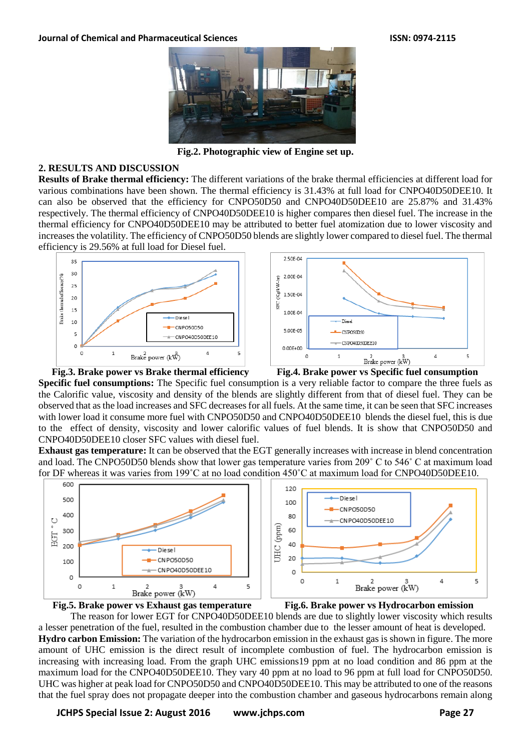Fig.2. Photographic view of Engine set up.

## 2. RESULTS AND DISCUSSION

**Results of Brake thermal efficiency:** The different variations of the brake thermal efficiencies at different load for various combinations have been shown. The thermal efficiency is 31.43% at full load for CNPO40D50DEE10. It can also be observed that the efficiency for CNPO50D50 and CNPO40D50DEE10 are 25.87% and 31.43% respectively. The thermal efficiency of CNPO40D50DEE10 is higher compares then diesel fuel. The increase in the thermal efficiency for CNPO40D50DEE10 may be attributed to better fuel atomization due to lower viscosity and increases the volatility. The efficiency of CNPO50D50 blends are slightly lower compared to diesel fuel. The thermal efficiency is 29.56% at full load for Diesel fuel.

Fig.3. Brake power vs Brake thermal efficiency

Fig.4. Brake power vs Specific fuel consumption

**Specific fuel consumptions:** The Specific fuel consumption is a very reliable factor to compare the three fuels as the Calorific value, viscosity and density of the blends are slightly different from that of diesel fuel. They can be observed that as the load increases and SFC decreases for all fuels. At the same time, it can be seen that SFC increases with lower load it consume more fuel with CNPO50D50 and CNPO40D50DEE10 blends the diesel fuel, this is due to the effect of density, viscosity and lower calorific values of fuel blends. It is show that CNPO50D50 and CNPO40D50DEE10 closer SFC values with diesel fuel.

**Exhaust gas temperature:** It can be observed that the EGT generally increases with increase in blend concentration and load. The CNPO50D50 blends show that lower gas temperature varies from 209˚ C to 546˚ C at maximum load for DF whereas it was varies from 199˚C at no load condition 450˚C at maximum load for CNPO40D50DEE10.

Fig.5. Brake power vs Exhaust gas temperature

Fig.6. Brake power vs Hydrocarbon emission

The reason for lower EGT for CNPO40D50DEE10 blends are due to slightly lower viscosity which results a lesser penetration of the fuel, resulted in the combustion chamber due to the lesser amount of heat is developed.

**Hydro carbon Emission:** The variation of the hydrocarbon emission in the exhaust gas is shown in figure. The more amount of UHC emission is the direct result of incomplete combustion of fuel. The hydrocarbon emission is increasing with increasing load. From the graph UHC emissions19 ppm at no load condition and 86 ppm at the maximum load for the CNPO40D50DEE10. They vary 40 ppm at no load to 96 ppm at full load for CNPO50D50. UHC was higher at peak load for CNPO50D50 and CNPO40D50DEE10. This may be attributed to one of the reasons that the fuel spray does not propagate deeper into the combustion chamber and gaseous hydrocarbons remain along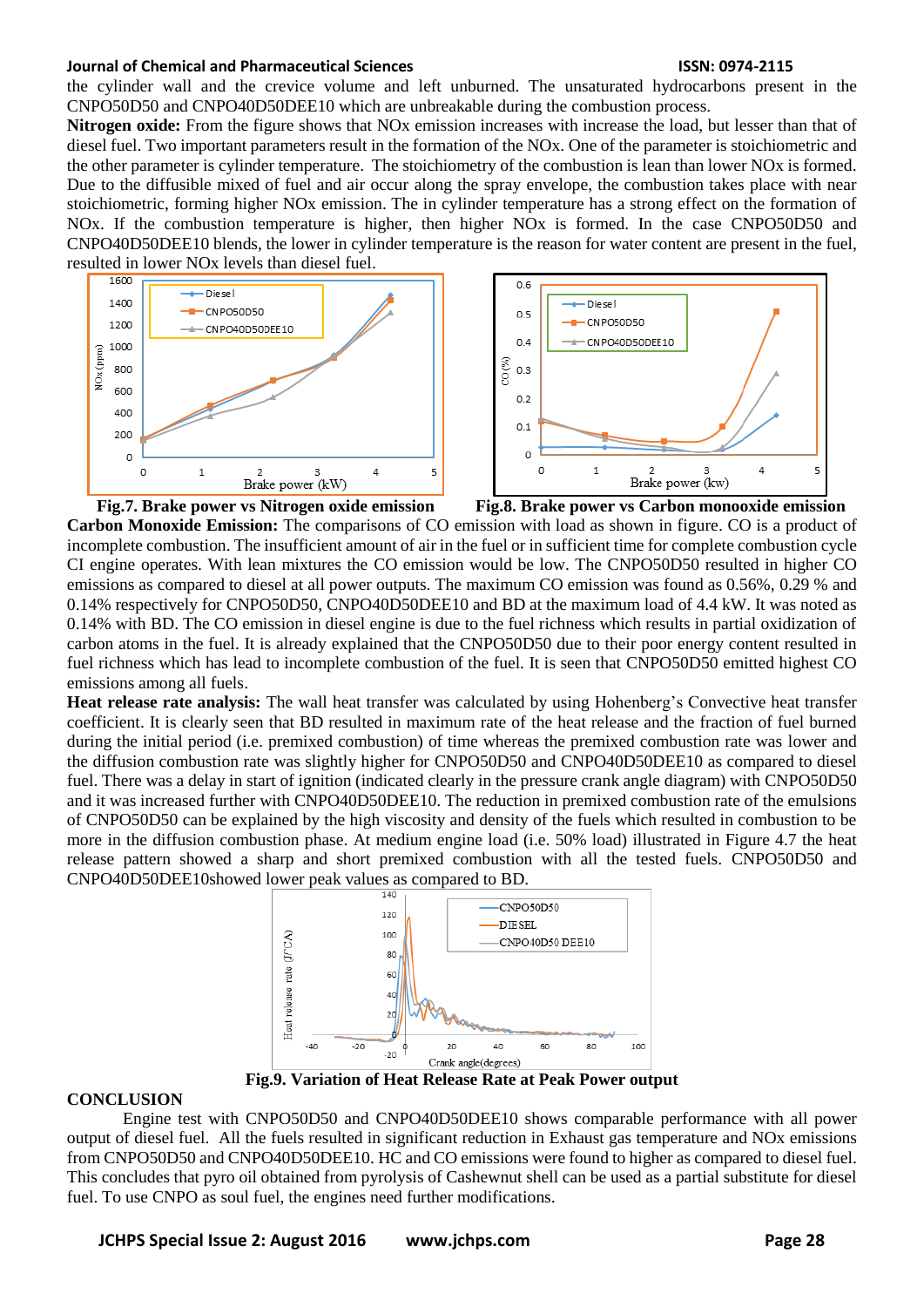the cylinder wall and the crevice volume and left unburned. The unsaturated hydrocarbons present in the CNPO50D50 and CNPO40D50DEE10 which are unbreakable during the combustion process.

**Nitrogen oxide:** From the figure shows that NOx emission increases with increase the load, but lesser than that of diesel fuel. Two important parameters result in the formation of the NOx. One of the parameter is stoichiometric and the other parameter is cylinder temperature. The stoichiometry of the combustion is lean than lower NOx is formed. Due to the diffusible mixed of fuel and air occur along the spray envelope, the combustion takes place with near stoichiometric, forming higher NOx emission. The in cylinder temperature has a strong effect on the formation of NOx. If the combustion temperature is higher, then higher NOx is formed. In the case CNPO50D50 and CNPO40D50DEE10 blends, the lower in cylinder temperature is the reason for water content are present in the fuel, resulted in lower NOx levels than diesel fuel.

**Fig.7. Brake power vs Nitrogen oxide emission**

**Fig.8. Brake power vs Carbon monooxide emission**

**Carbon Monoxide Emission:** The comparisons of CO emission with load as shown in figure. CO is a product of incomplete combustion. The insufficient amount of air in the fuel or in sufficient time for complete combustion cycle CI engine operates. With lean mixtures the CO emission would be low. The CNPO50D50 resulted in higher CO emissions as compared to diesel at all power outputs. The maximum CO emission was found as 0.56%, 0.29 % and 0.14% respectively for CNPO50D50, CNPO40D50DEE10 and BD at the maximum load of 4.4 kW. It was noted as 0.14% with BD. The CO emission in diesel engine is due to the fuel richness which results in partial oxidization of carbon atoms in the fuel. It is already explained that the CNPO50D50 due to their poor energy content resulted in fuel richness which has lead to incomplete combustion of the fuel. It is seen that CNPO50D50 emitted highest CO emissions among all fuels.

**Heat release rate analysis:** The wall heat transfer was calculated by using Hohenberg's Convective heat transfer coefficient. It is clearly seen that BD resulted in maximum rate of the heat release and the fraction of fuel burned during the initial period (i.e. premixed combustion) of time whereas the premixed combustion rate was lower and the diffusion combustion rate was slightly higher for CNPO50D50 and CNPO40D50DEE10 as compared to diesel fuel. There was a delay in start of ignition (indicated clearly in the pressure crank angle diagram) with CNPO50D50 and it was increased further with CNPO40D50DEE10. The reduction in premixed combustion rate of the emulsions of CNPO50D50 can be explained by the high viscosity and density of the fuels which resulted in combustion to be more in the diffusion combustion phase. At medium engine load (i.e. 50% load) illustrated in Figure 4.7 the heat release pattern showed a sharp and short premixed combustion with all the tested fuels. CNPO50D50 and CNPO40D50DEE10showed lower peak values as compared to BD.

**Fig.9. Variation of Heat Release Rate at Peak Power output**

## CONCLUSION

Engine test with CNPO50D50 and CNPO40D50DEE10 shows comparable performance with all power output of diesel fuel. All the fuels resulted in significant reduction in Exhaust gas temperature and NOx emissions from CNPO50D50 and CNPO40D50DEE10. HC and CO emissions were found to higher as compared to diesel fuel. This concludes that pyro oil obtained from pyrolysis of Cashewnut shell can be used as a partial substitute for diesel fuel. To use CNPO as soul fuel, the engines need further modifications.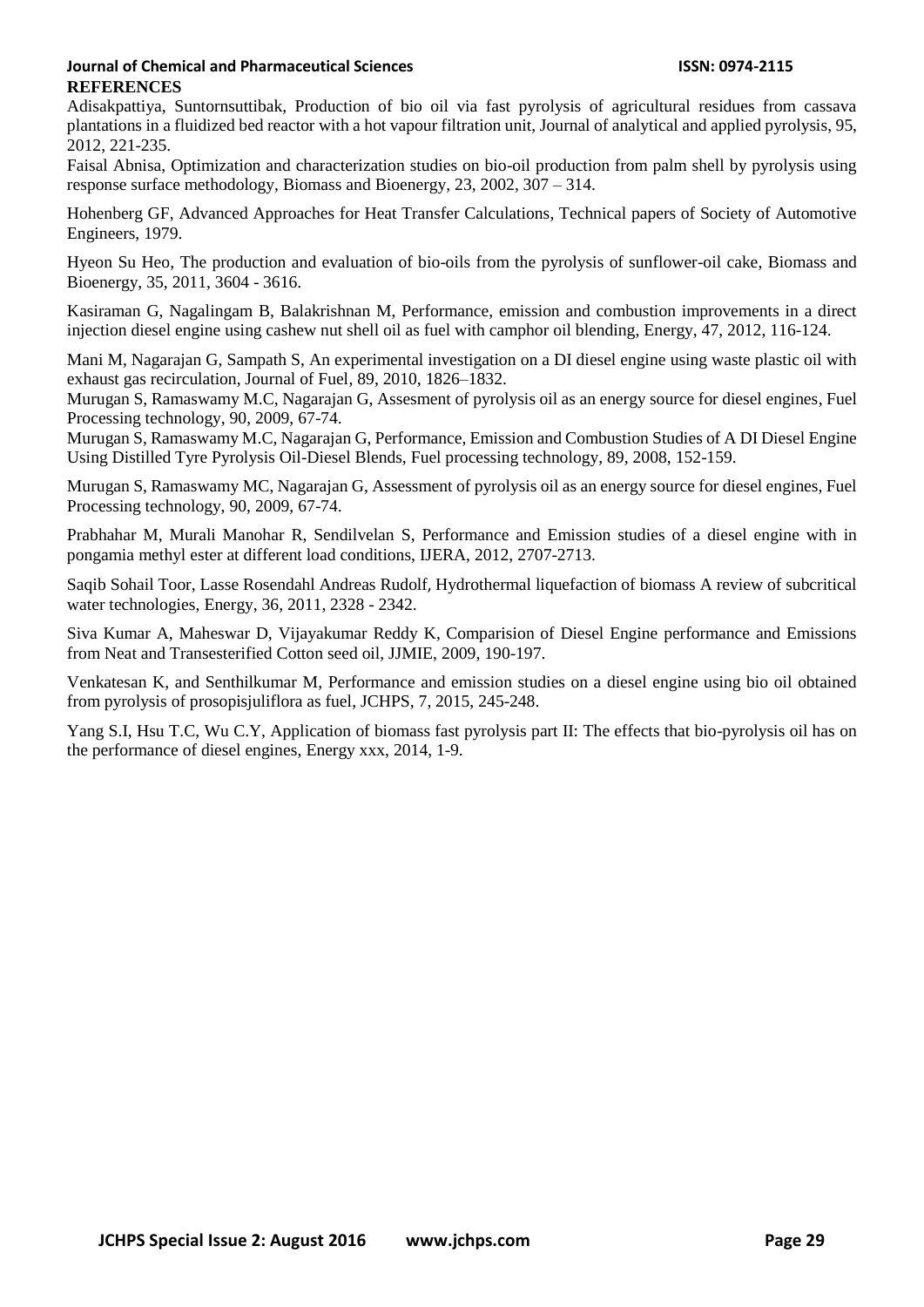## REFERENCES

Adisakpattiya, Suntornsuttibak, Production of bio oil via fast pyrolysis of agricultural residues from cassava plantations in a fluidized bed reactor with a hot vapour filtration unit, Journal of analytical and applied pyrolysis, 95, 2012, 221-235.

Faisal Abnisa, Optimization and characterization studies on bio-oil production from palm shell by pyrolysis using response surface methodology, Biomass and Bioenergy, 23, 2002, 307 – 314.

Hohenberg GF, Advanced Approaches for Heat Transfer Calculations, Technical papers of Society of Automotive Engineers, 1979.

Hyeon Su Heo, The production and evaluation of bio-oils from the pyrolysis of sunflower-oil cake, Biomass and Bioenergy, 35, 2011, 3604 - 3616.

Kasiraman G, Nagalingam B, Balakrishnan M, Performance, emission and combustion improvements in a direct injection diesel engine using cashew nut shell oil as fuel with camphor oil blending, Energy, 47, 2012, 116-124.

Mani M, Nagarajan G, Sampath S, An experimental investigation on a DI diesel engine using waste plastic oil with exhaust gas recirculation, Journal of Fuel, 89, 2010, 1826–1832.

Murugan S, Ramaswamy M.C, Nagarajan G, Assesment of pyrolysis oil as an energy source for diesel engines, Fuel Processing technology, 90, 2009, 67-74.

Murugan S, Ramaswamy M.C, Nagarajan G, Performance, Emission and Combustion Studies of A DI Diesel Engine Using Distilled Tyre Pyrolysis Oil-Diesel Blends, Fuel processing technology, 89, 2008, 152-159.

Murugan S, Ramaswamy MC, Nagarajan G, Assessment of pyrolysis oil as an energy source for diesel engines, Fuel Processing technology, 90, 2009, 67-74.

Prabhahar M, Murali Manohar R, Sendilvelan S, Performance and Emission studies of a diesel engine with in pongamia methyl ester at different load conditions, IJERA, 2012, 2707-2713.

Saqib Sohail Toor, Lasse Rosendahl Andreas Rudolf, Hydrothermal liquefaction of biomass A review of subcritical water technologies, Energy, 36, 2011, 2328 - 2342.

Siva Kumar A, Maheswar D, Vijayakumar Reddy K, Comparision of Diesel Engine performance and Emissions from Neat and Transesterified Cotton seed oil, JJMIE, 2009, 190-197.

Venkatesan K, and Senthilkumar M, Performance and emission studies on a diesel engine using bio oil obtained from pyrolysis of prosopisjuliflora as fuel, JCHPS, 7, 2015, 245-248.

Yang S.I, Hsu T.C, Wu C.Y, Application of biomass fast pyrolysis part II: The effects that bio-pyrolysis oil has on the performance of diesel engines, Energy xxx, 2014, 1-9.